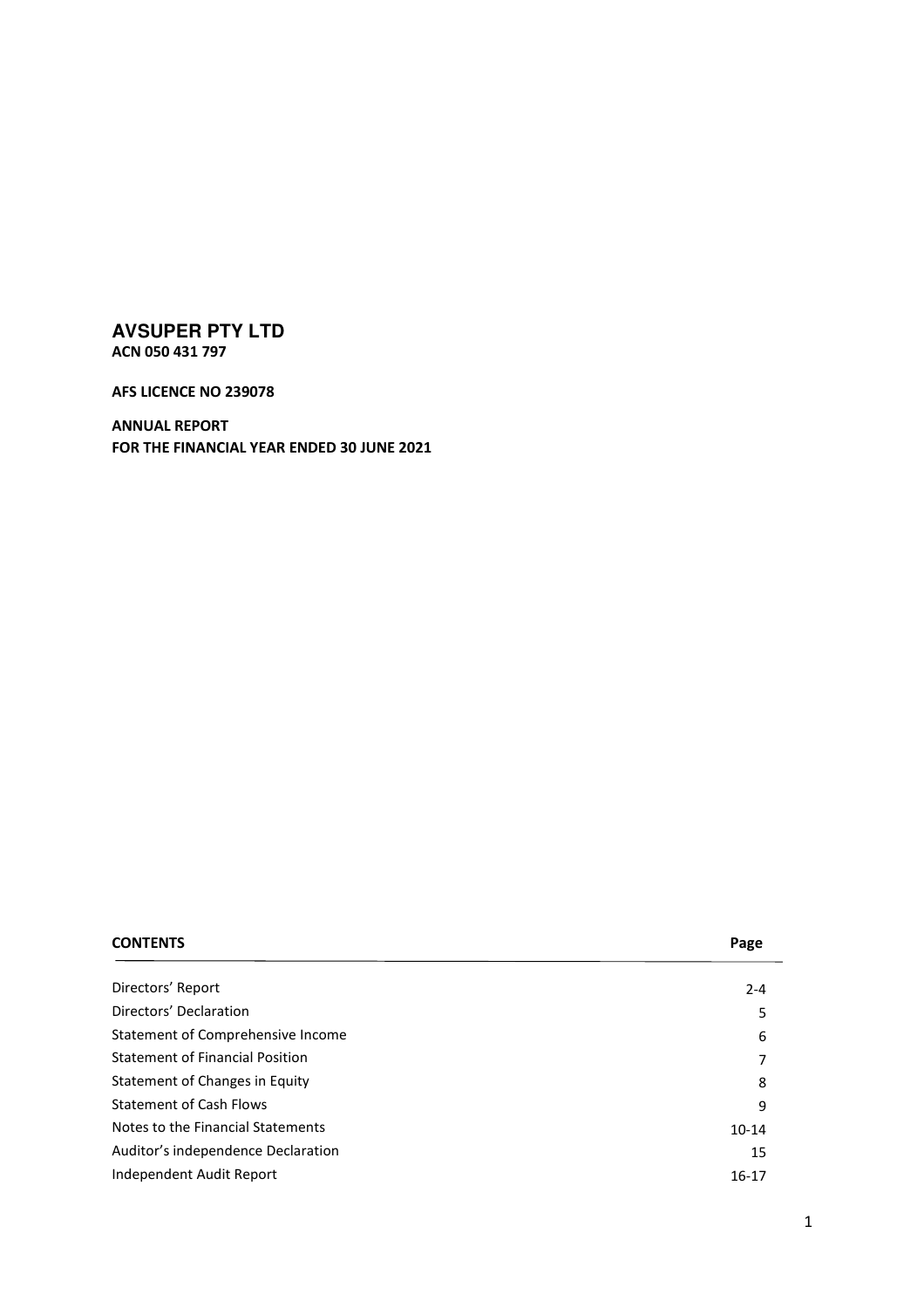# AVSUPER PTY LTD

**ACN 050 431 797**

**AFS LICENCE NO 239078**

**ANNUAL REPORT**
**FOR THE FINANCIAL YEAR ENDED 30 JUNE 2021**

| **CONTENTS** | **Page** |
|---|---|
| Directors' Report | 2-4 |
| Directors' Declaration | 5 |
| Statement of Comprehensive Income | 6 |
| Statement of Financial Position | 7 |
| Statement of Changes in Equity | 8 |
| Statement of Cash Flows | 9 |
| Notes to the Financial Statements | 10-14 |
| Auditor's independence Declaration | 15 |
| Independent Audit Report | 16-17 |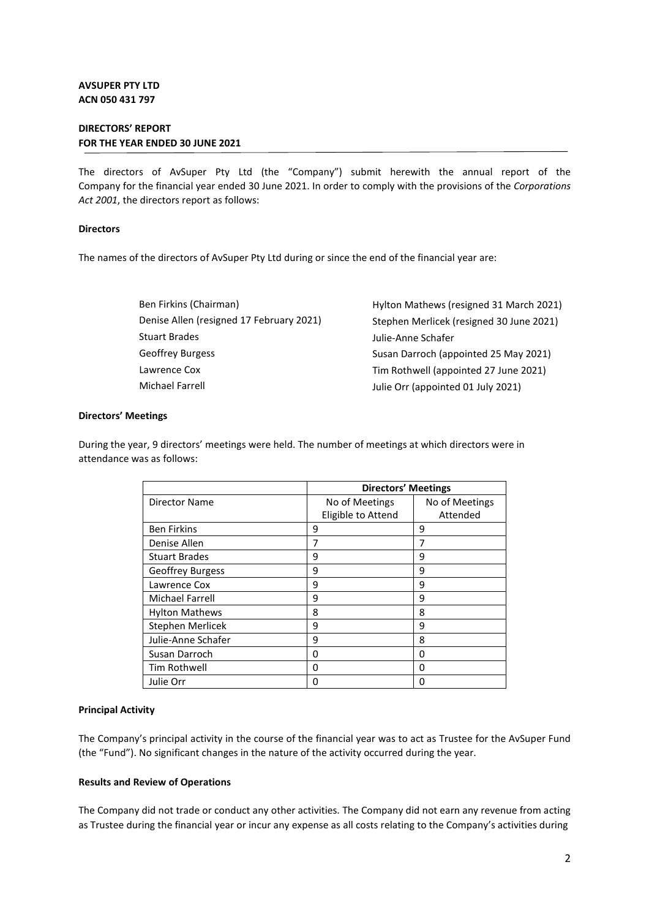**AVSUPER PTY LTD**
**ACN 050 431 797**

**DIRECTORS' REPORT**
**FOR THE YEAR ENDED 30 JUNE 2021**

The directors of AvSuper Pty Ltd (the "Company") submit herewith the annual report of the Company for the financial year ended 30 June 2021. In order to comply with the provisions of the *Corporations Act 2001*, the directors report as follows:

**Directors**

The names of the directors of AvSuper Pty Ltd during or since the end of the financial year are:

Ben Firkins (Chairman)
Denise Allen (resigned 17 February 2021)
Stuart Brades
Geoffrey Burgess
Lawrence Cox
Michael Farrell
Hylton Mathews (resigned 31 March 2021)
Stephen Merlicek (resigned 30 June 2021)
Julie-Anne Schafer
Susan Darroch (appointed 25 May 2021)
Tim Rothwell (appointed 27 June 2021)
Julie Orr (appointed 01 July 2021)

**Directors' Meetings**

During the year, 9 directors' meetings were held. The number of meetings at which directors were in attendance was as follows:

| | **Directors' Meetings** | |
|---|---|---|
| Director Name | No of Meetings Eligible to Attend | No of Meetings Attended |
| Ben Firkins | 9 | 9 |
| Denise Allen | 7 | 7 |
| Stuart Brades | 9 | 9 |
| Geoffrey Burgess | 9 | 9 |
| Lawrence Cox | 9 | 9 |
| Michael Farrell | 9 | 9 |
| Hylton Mathews | 8 | 8 |
| Stephen Merlicek | 9 | 9 |
| Julie-Anne Schafer | 9 | 8 |
| Susan Darroch | 0 | 0 |
| Tim Rothwell | 0 | 0 |
| Julie Orr | 0 | 0 |

**Principal Activity**

The Company's principal activity in the course of the financial year was to act as Trustee for the AvSuper Fund (the "Fund"). No significant changes in the nature of the activity occurred during the year.

**Results and Review of Operations**

The Company did not trade or conduct any other activities. The Company did not earn any revenue from acting as Trustee during the financial year or incur any expense as all costs relating to the Company's activities during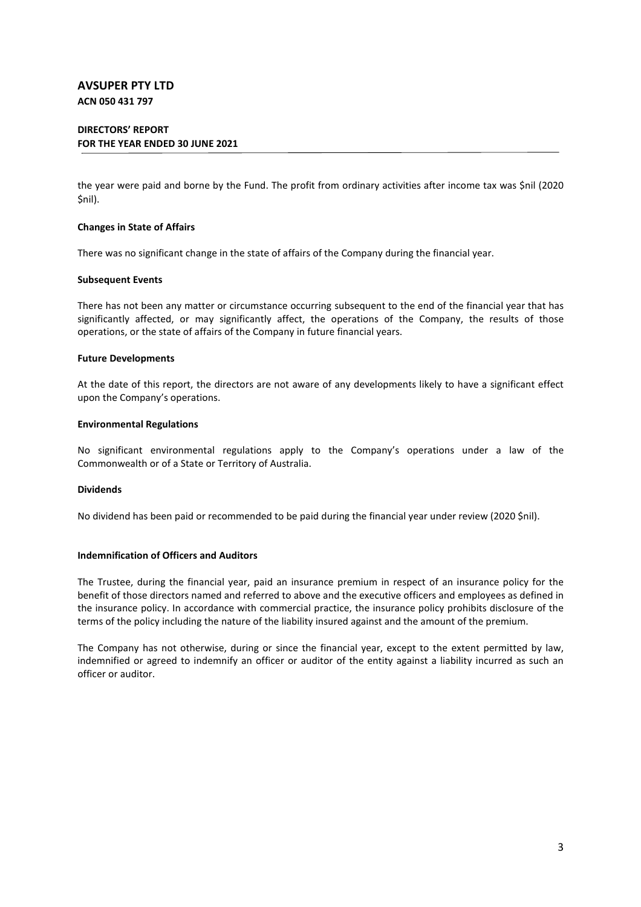the year were paid and borne by the Fund. The profit from ordinary activities after income tax was $nil (2020 $nil).

**Changes in State of Affairs**

There was no significant change in the state of affairs of the Company during the financial year.

**Subsequent Events**

There has not been any matter or circumstance occurring subsequent to the end of the financial year that has significantly affected, or may significantly affect, the operations of the Company, the results of those operations, or the state of affairs of the Company in future financial years.

**Future Developments**

At the date of this report, the directors are not aware of any developments likely to have a significant effect upon the Company's operations.

**Environmental Regulations**

No significant environmental regulations apply to the Company's operations under a law of the Commonwealth or of a State or Territory of Australia.

**Dividends**

No dividend has been paid or recommended to be paid during the financial year under review (2020 $nil).

**Indemnification of Officers and Auditors**

The Trustee, during the financial year, paid an insurance premium in respect of an insurance policy for the benefit of those directors named and referred to above and the executive officers and employees as defined in the insurance policy. In accordance with commercial practice, the insurance policy prohibits disclosure of the terms of the policy including the nature of the liability insured against and the amount of the premium.

The Company has not otherwise, during or since the financial year, except to the extent permitted by law, indemnified or agreed to indemnify an officer or auditor of the entity against a liability incurred as such an officer or auditor.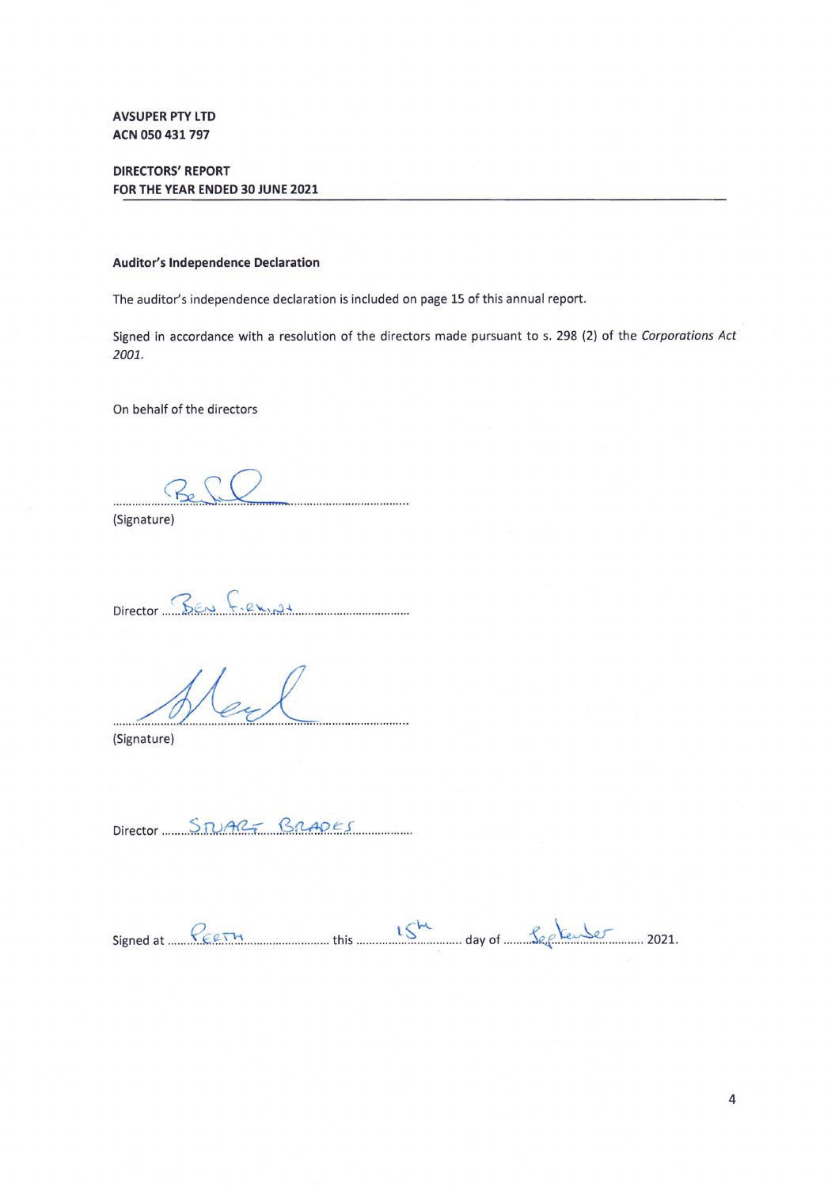**AVSUPER PTY LTD**
**ACN 050 431 797**

**DIRECTORS' REPORT**
**FOR THE YEAR ENDED 30 JUNE 2021**

**Auditor's Independence Declaration**

The auditor's independence declaration is included on page 15 of this annual report.

Signed in accordance with a resolution of the directors made pursuant to s. 298 (2) of the *Corporations Act 2001*.

On behalf of the directors

(Signature)

Director Ben Firkins

(Signature)

Director Stuart Brades

Signed at Perth this 15th day of September 2021.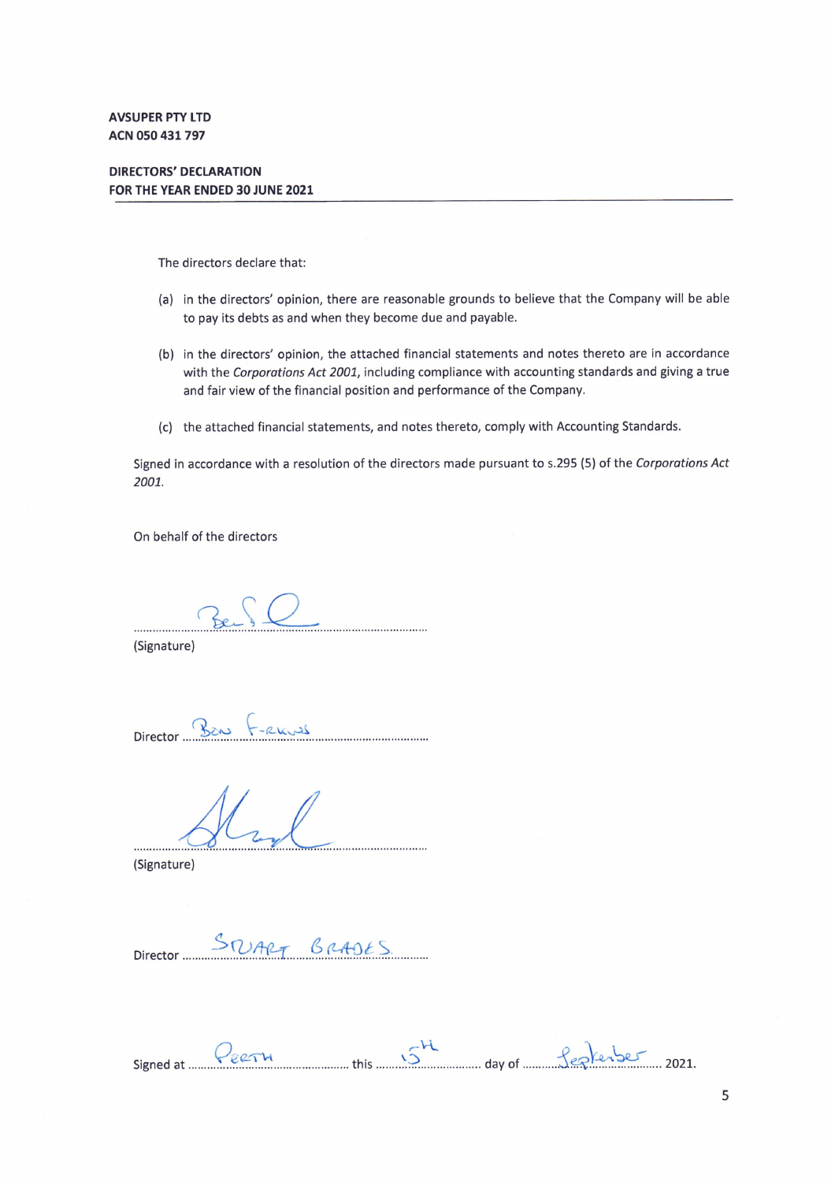**AVSUPER PTY LTD**
**ACN 050 431 797**

**DIRECTORS' DECLARATION**
**FOR THE YEAR ENDED 30 JUNE 2021**

The directors declare that:

(a) in the directors' opinion, there are reasonable grounds to believe that the Company will be able to pay its debts as and when they become due and payable.

(b) in the directors' opinion, the attached financial statements and notes thereto are in accordance with the *Corporations Act 2001*, including compliance with accounting standards and giving a true and fair view of the financial position and performance of the Company.

(c) the attached financial statements, and notes thereto, comply with Accounting Standards.

Signed in accordance with a resolution of the directors made pursuant to s.295 (5) of the *Corporations Act 2001.*

On behalf of the directors

.................................................................
(Signature)

Director Ben Ferguson

.................................................................
(Signature)

Director Stuart Grades

Signed at Perth this 15th day of September 2021.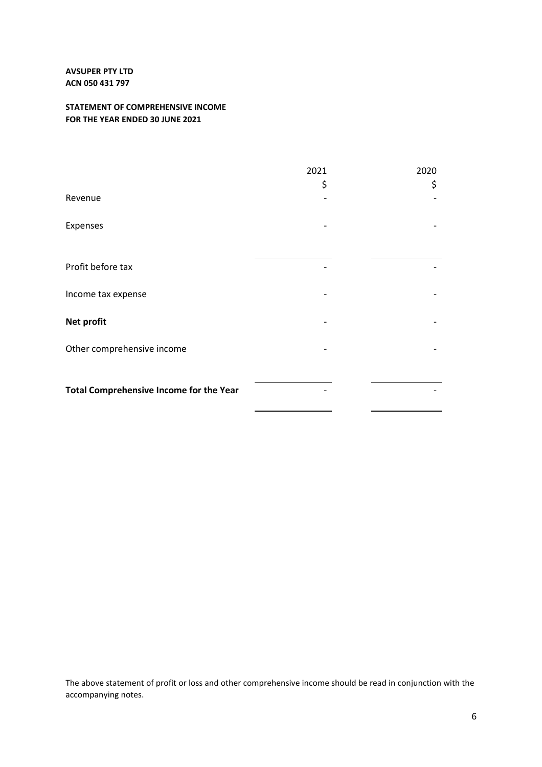**AVSUPER PTY LTD**
**ACN 050 431 797**

**STATEMENT OF COMPREHENSIVE INCOME**
**FOR THE YEAR ENDED 30 JUNE 2021**

| | 2021 | 2020 |
|---|---|---|
| | $ | $ |
| Revenue | - | - |
| Expenses | - | - |
| Profit before tax | - | - |
| Income tax expense | - | - |
| **Net profit** | - | - |
| Other comprehensive income | - | - |
| **Total Comprehensive Income for the Year** | - | - |

The above statement of profit or loss and other comprehensive income should be read in conjunction with the accompanying notes.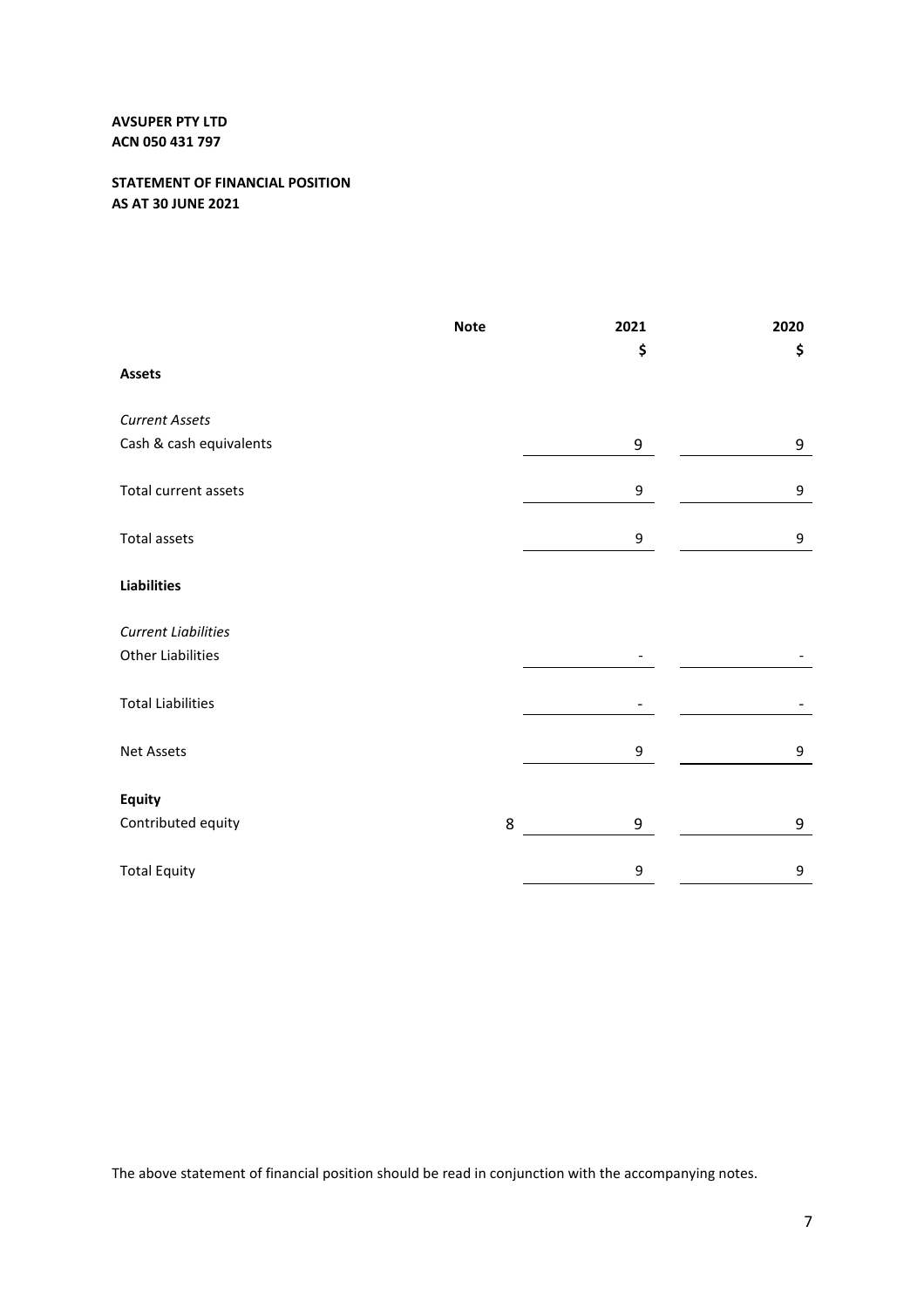**AVSUPER PTY LTD**
**ACN 050 431 797**

**STATEMENT OF FINANCIAL POSITION**
**AS AT 30 JUNE 2021**

| | Note | 2021 | 2020 |
|---|---|---|---|
| | | $ | $ |
| **Assets** | | | |
| *Current Assets* | | | |
| Cash & cash equivalents | | 9 | 9 |
| Total current assets | | 9 | 9 |
| Total assets | | 9 | 9 |
| **Liabilities** | | | |
| *Current Liabilities* | | | |
| Other Liabilities | | - | - |
| Total Liabilities | | - | - |
| Net Assets | | 9 | 9 |
| **Equity** | | | |
| Contributed equity | 8 | 9 | 9 |
| Total Equity | | 9 | 9 |

The above statement of financial position should be read in conjunction with the accompanying notes.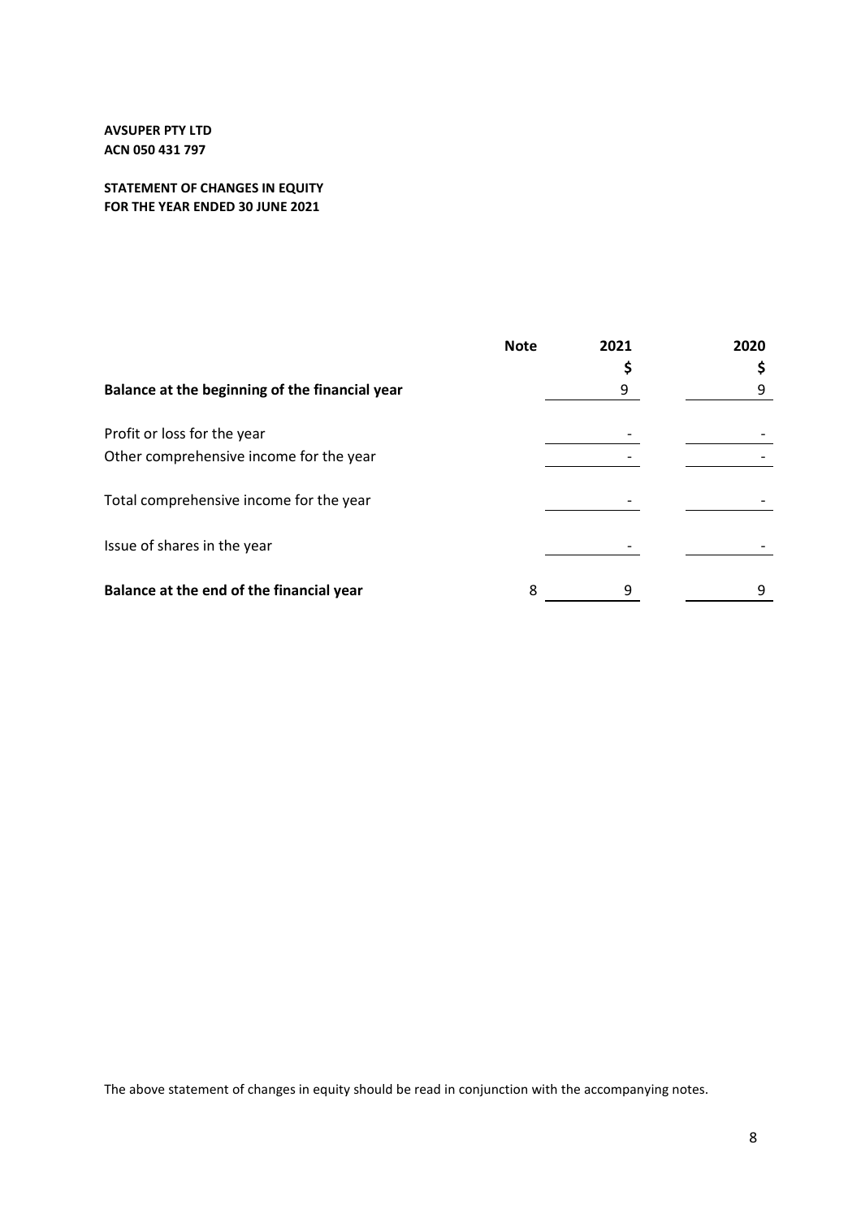**AVSUPER PTY LTD**
**ACN 050 431 797**

**STATEMENT OF CHANGES IN EQUITY**
**FOR THE YEAR ENDED 30 JUNE 2021**

| | Note | 2021 | 2020 |
|---|---|---|---|
| | | $ | $ |
| **Balance at the beginning of the financial year** | | 9 | 9 |
| Profit or loss for the year | | - | - |
| Other comprehensive income for the year | | - | - |
| Total comprehensive income for the year | | - | - |
| Issue of shares in the year | | - | - |
| **Balance at the end of the financial year** | 8 | 9 | 9 |

The above statement of changes in equity should be read in conjunction with the accompanying notes.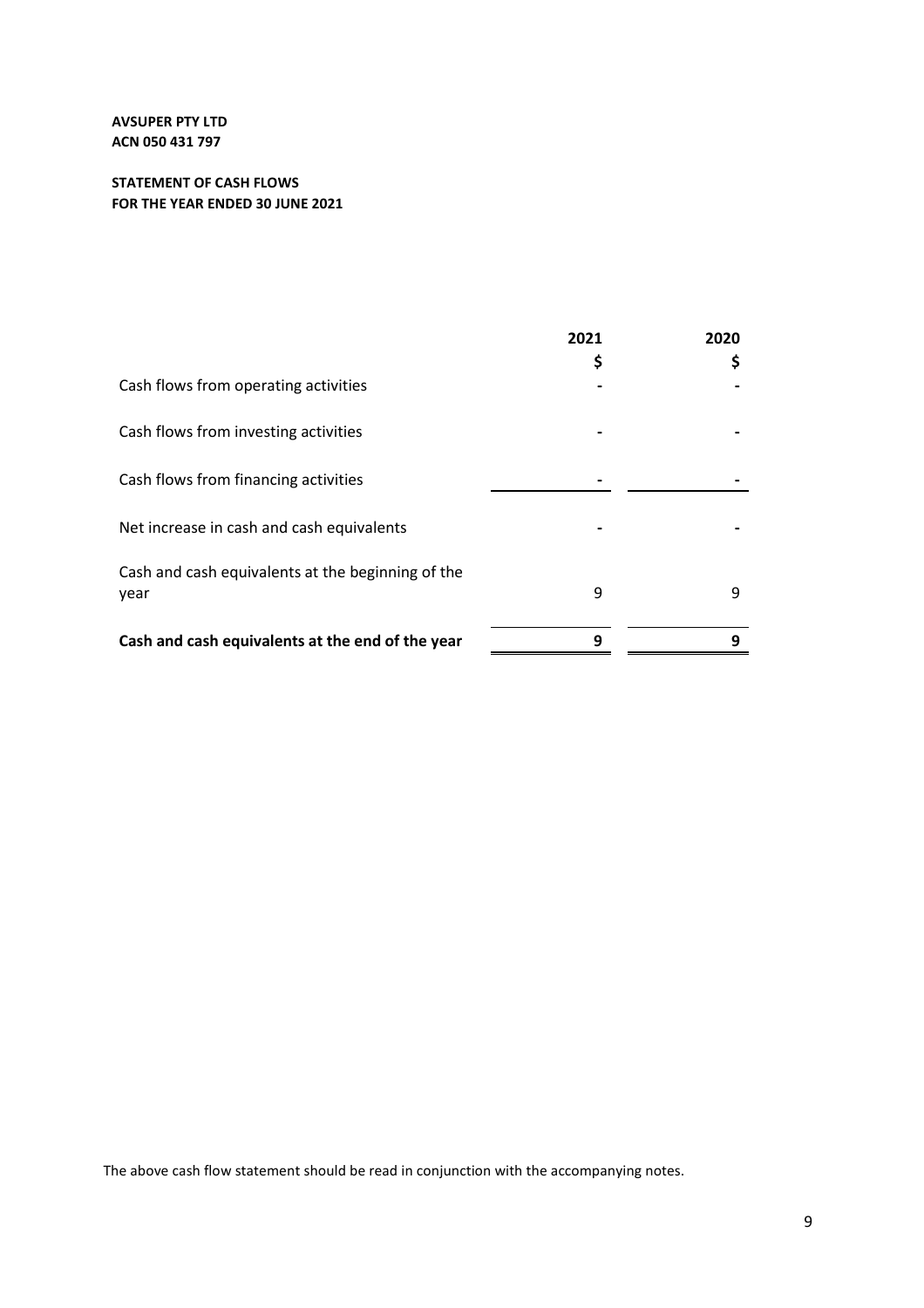**AVSUPER PTY LTD**
**ACN 050 431 797**

**STATEMENT OF CASH FLOWS**
**FOR THE YEAR ENDED 30 JUNE 2021**

| | 2021 | 2020 |
|---|---|---|
| | $ | $ |
| Cash flows from operating activities | - | - |
| Cash flows from investing activities | - | - |
| Cash flows from financing activities | - | - |
| Net increase in cash and cash equivalents | - | - |
| Cash and cash equivalents at the beginning of the year | 9 | 9 |
| **Cash and cash equivalents at the end of the year** | **9** | **9** |

The above cash flow statement should be read in conjunction with the accompanying notes.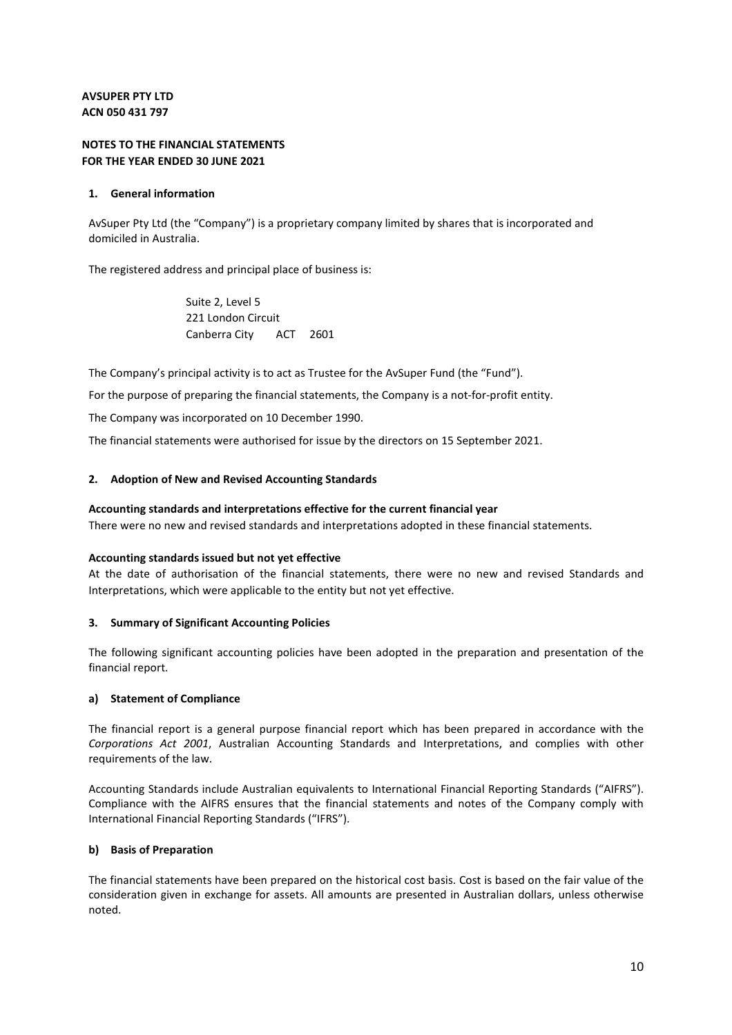**AVSUPER PTY LTD**
**ACN 050 431 797**

**NOTES TO THE FINANCIAL STATEMENTS**
**FOR THE YEAR ENDED 30 JUNE 2021**

## 1. General information

AvSuper Pty Ltd (the "Company") is a proprietary company limited by shares that is incorporated and domiciled in Australia.

The registered address and principal place of business is:

Suite 2, Level 5
221 London Circuit
Canberra City ACT 2601

The Company's principal activity is to act as Trustee for the AvSuper Fund (the "Fund").

For the purpose of preparing the financial statements, the Company is a not-for-profit entity.

The Company was incorporated on 10 December 1990.

The financial statements were authorised for issue by the directors on 15 September 2021.

## 2. Adoption of New and Revised Accounting Standards

**Accounting standards and interpretations effective for the current financial year**

There were no new and revised standards and interpretations adopted in these financial statements.

**Accounting standards issued but not yet effective**

At the date of authorisation of the financial statements, there were no new and revised Standards and Interpretations, which were applicable to the entity but not yet effective.

## 3. Summary of Significant Accounting Policies

The following significant accounting policies have been adopted in the preparation and presentation of the financial report.

### a) Statement of Compliance

The financial report is a general purpose financial report which has been prepared in accordance with the *Corporations Act 2001*, Australian Accounting Standards and Interpretations, and complies with other requirements of the law.

Accounting Standards include Australian equivalents to International Financial Reporting Standards ("AIFRS"). Compliance with the AIFRS ensures that the financial statements and notes of the Company comply with International Financial Reporting Standards ("IFRS").

### b) Basis of Preparation

The financial statements have been prepared on the historical cost basis. Cost is based on the fair value of the consideration given in exchange for assets. All amounts are presented in Australian dollars, unless otherwise noted.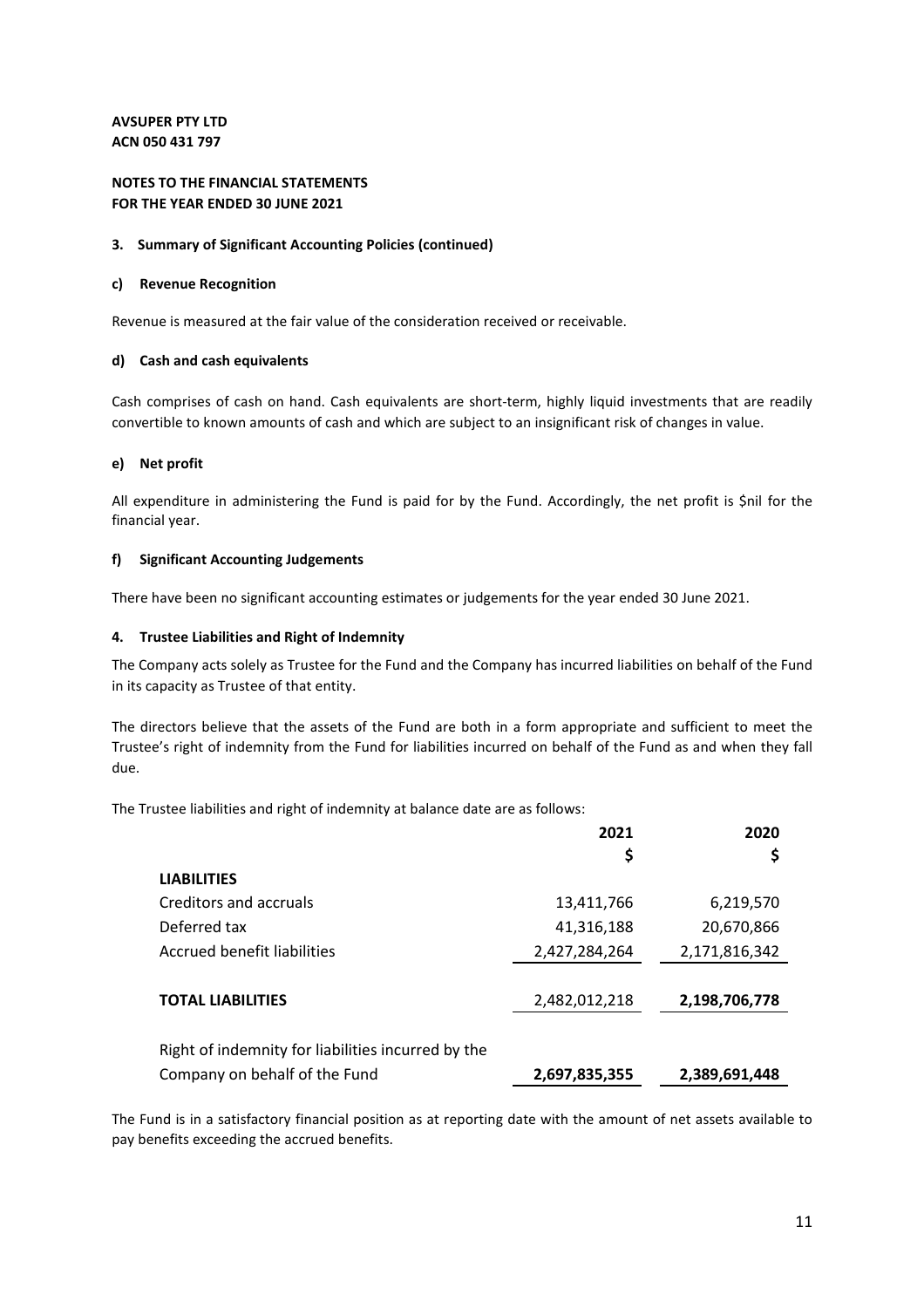**AVSUPER PTY LTD**
**ACN 050 431 797**

**NOTES TO THE FINANCIAL STATEMENTS**
**FOR THE YEAR ENDED 30 JUNE 2021**

**3. Summary of Significant Accounting Policies (continued)**

**c) Revenue Recognition**

Revenue is measured at the fair value of the consideration received or receivable.

**d) Cash and cash equivalents**

Cash comprises of cash on hand. Cash equivalents are short-term, highly liquid investments that are readily convertible to known amounts of cash and which are subject to an insignificant risk of changes in value.

**e) Net profit**

All expenditure in administering the Fund is paid for by the Fund. Accordingly, the net profit is $nil for the financial year.

**f) Significant Accounting Judgements**

There have been no significant accounting estimates or judgements for the year ended 30 June 2021.

**4. Trustee Liabilities and Right of Indemnity**

The Company acts solely as Trustee for the Fund and the Company has incurred liabilities on behalf of the Fund in its capacity as Trustee of that entity.

The directors believe that the assets of the Fund are both in a form appropriate and sufficient to meet the Trustee's right of indemnity from the Fund for liabilities incurred on behalf of the Fund as and when they fall due.

The Trustee liabilities and right of indemnity at balance date are as follows:

| | 2021 | 2020 |
|---|---|---|
| | $ | $ |
| **LIABILITIES** | | |
| Creditors and accruals | 13,411,766 | 6,219,570 |
| Deferred tax | 41,316,188 | 20,670,866 |
| Accrued benefit liabilities | 2,427,284,264 | 2,171,816,342 |
| **TOTAL LIABILITIES** | 2,482,012,218 | **2,198,706,778** |
| Right of indemnity for liabilities incurred by the Company on behalf of the Fund | **2,697,835,355** | **2,389,691,448** |

The Fund is in a satisfactory financial position as at reporting date with the amount of net assets available to pay benefits exceeding the accrued benefits.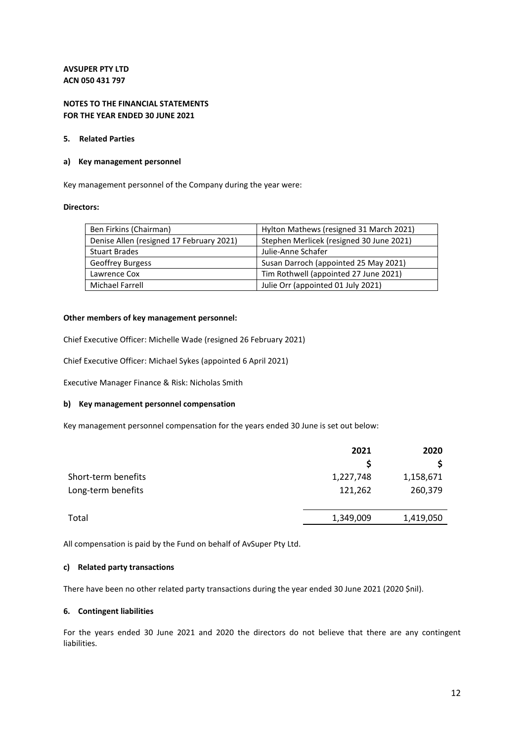**AVSUPER PTY LTD**
**ACN 050 431 797**

**NOTES TO THE FINANCIAL STATEMENTS**
**FOR THE YEAR ENDED 30 JUNE 2021**

## 5. Related Parties

### a) Key management personnel

Key management personnel of the Company during the year were:

**Directors:**

| | |
|---|---|
| Ben Firkins (Chairman) | Hylton Mathews (resigned 31 March 2021) |
| Denise Allen (resigned 17 February 2021) | Stephen Merlicek (resigned 30 June 2021) |
| Stuart Brades | Julie-Anne Schafer |
| Geoffrey Burgess | Susan Darroch (appointed 25 May 2021) |
| Lawrence Cox | Tim Rothwell (appointed 27 June 2021) |
| Michael Farrell | Julie Orr (appointed 01 July 2021) |

**Other members of key management personnel:**

Chief Executive Officer: Michelle Wade (resigned 26 February 2021)

Chief Executive Officer: Michael Sykes (appointed 6 April 2021)

Executive Manager Finance & Risk: Nicholas Smith

### b) Key management personnel compensation

Key management personnel compensation for the years ended 30 June is set out below:

| | 2021 | 2020 |
|---|---|---|
| | $ | $ |
| Short-term benefits | 1,227,748 | 1,158,671 |
| Long-term benefits | 121,262 | 260,379 |
| Total | 1,349,009 | 1,419,050 |

All compensation is paid by the Fund on behalf of AvSuper Pty Ltd.

### c) Related party transactions

There have been no other related party transactions during the year ended 30 June 2021 (2020 $nil).

## 6. Contingent liabilities

For the years ended 30 June 2021 and 2020 the directors do not believe that there are any contingent liabilities.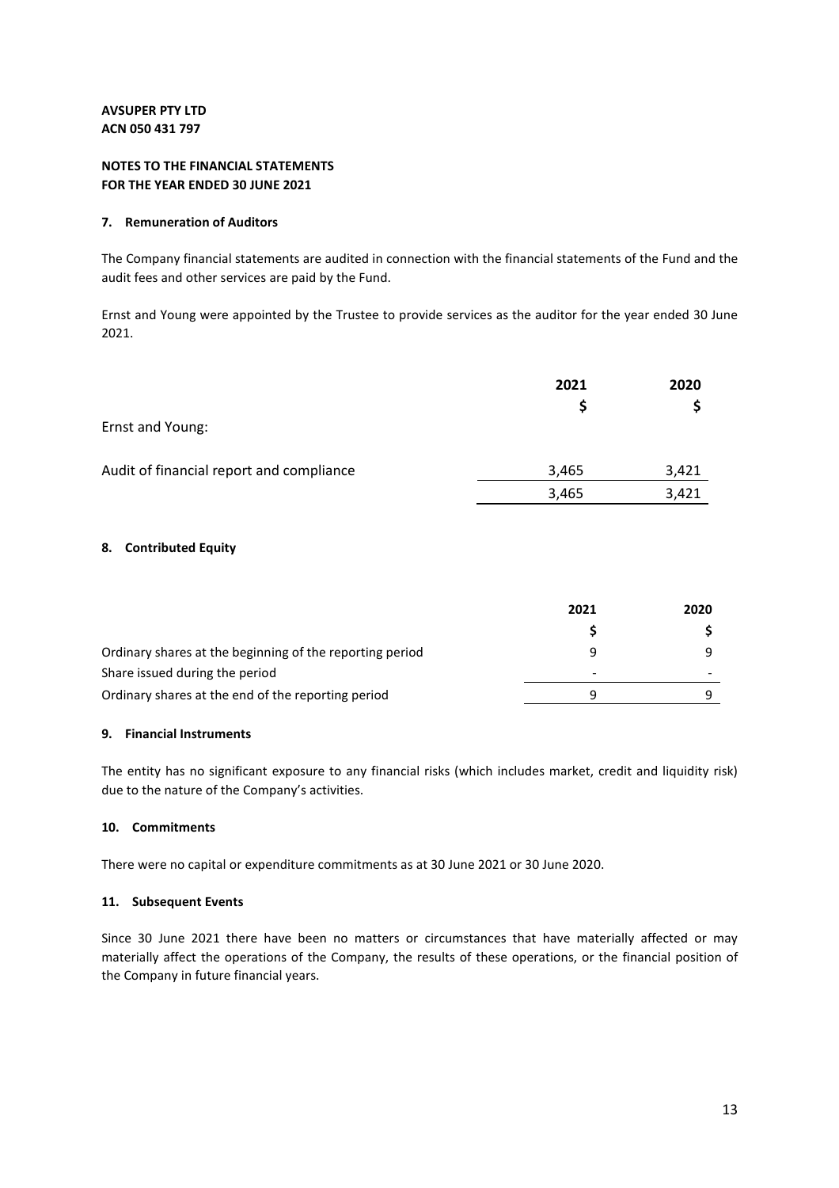**AVSUPER PTY LTD**
**ACN 050 431 797**

**NOTES TO THE FINANCIAL STATEMENTS**
**FOR THE YEAR ENDED 30 JUNE 2021**

### 7. Remuneration of Auditors

The Company financial statements are audited in connection with the financial statements of the Fund and the audit fees and other services are paid by the Fund.

Ernst and Young were appointed by the Trustee to provide services as the auditor for the year ended 30 June 2021.

| | 2021 | 2020 |
|---|---|---|
| | $ | $ |
| Ernst and Young: | | |
| Audit of financial report and compliance | 3,465 | 3,421 |
| | 3,465 | 3,421 |

### 8. Contributed Equity

| | 2021 | 2020 |
|---|---|---|
| | $ | $ |
| Ordinary shares at the beginning of the reporting period | 9 | 9 |
| Share issued during the period | - | - |
| Ordinary shares at the end of the reporting period | 9 | 9 |

### 9. Financial Instruments

The entity has no significant exposure to any financial risks (which includes market, credit and liquidity risk) due to the nature of the Company's activities.

### 10. Commitments

There were no capital or expenditure commitments as at 30 June 2021 or 30 June 2020.

### 11. Subsequent Events

Since 30 June 2021 there have been no matters or circumstances that have materially affected or may materially affect the operations of the Company, the results of these operations, or the financial position of the Company in future financial years.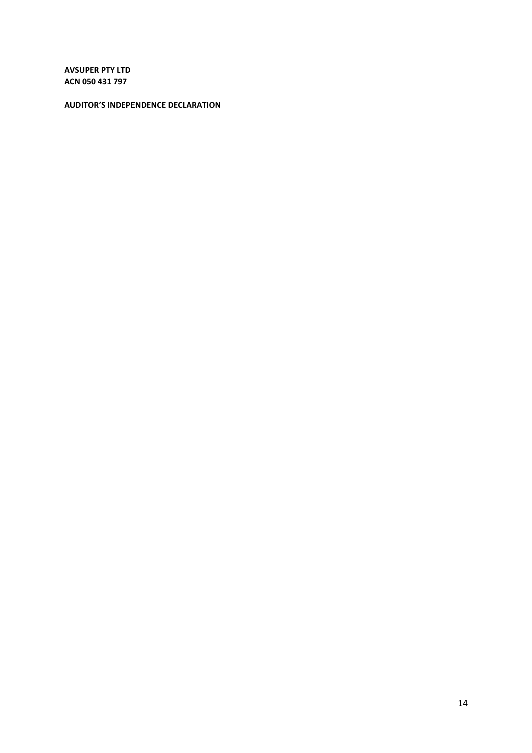**AVSUPER PTY LTD**
**ACN 050 431 797**

**AUDITOR'S INDEPENDENCE DECLARATION**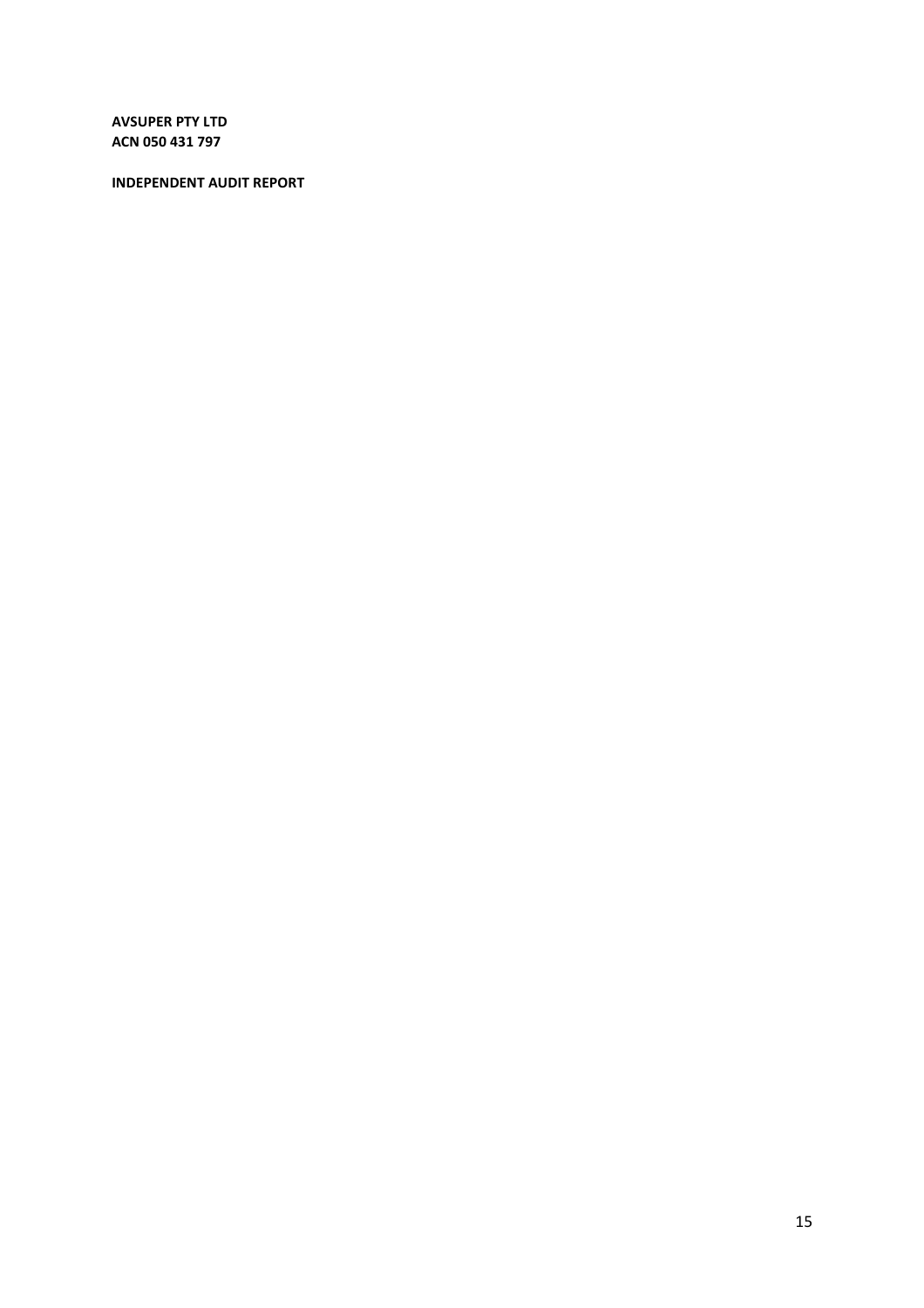**AVSUPER PTY LTD**
**ACN 050 431 797**

**INDEPENDENT AUDIT REPORT**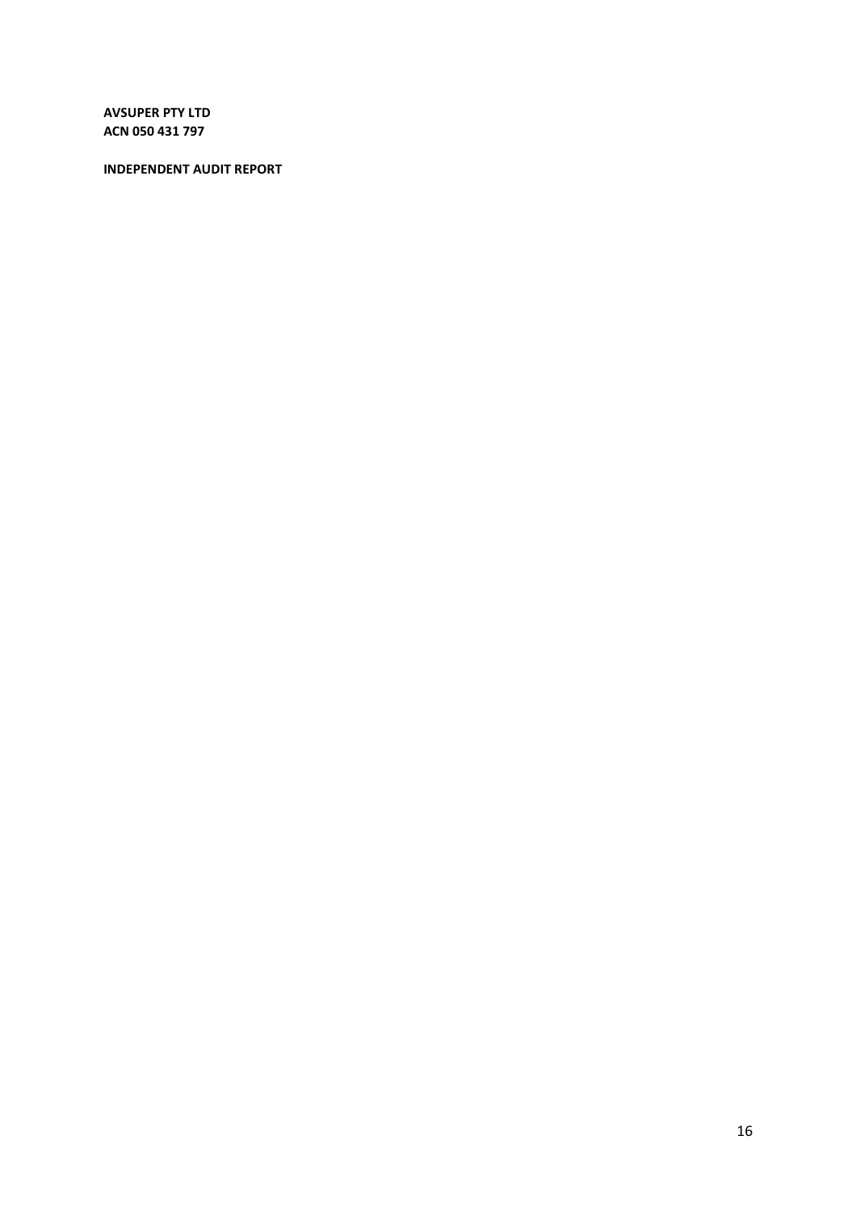**AVSUPER PTY LTD**
**ACN 050 431 797**

**INDEPENDENT AUDIT REPORT**